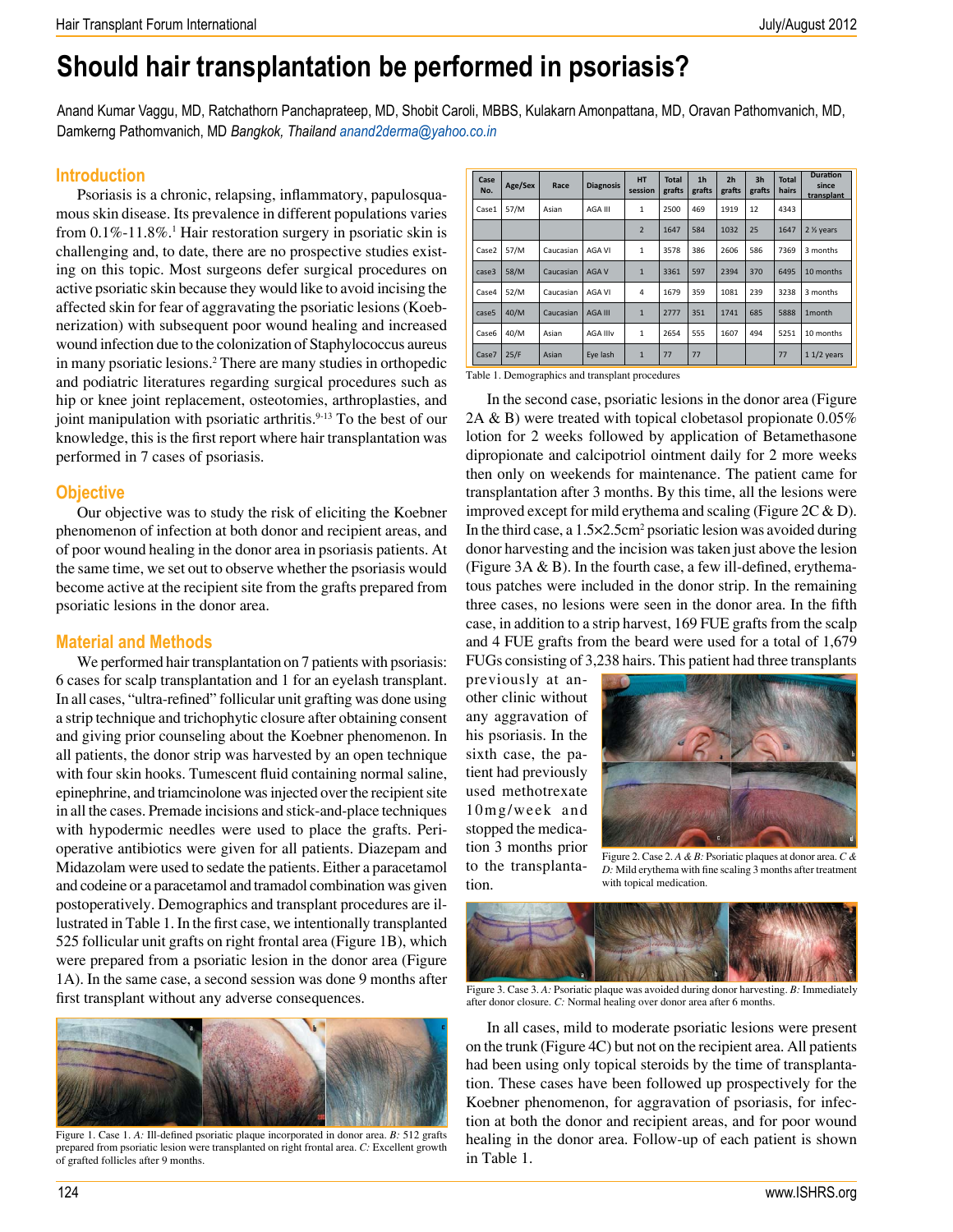# Should hair transplantation be performed in psoriasis?

Anand Kumar Vaggu, MD, Ratchathorn Panchaprateep, MD, Shobit Caroli, MBBS, Kulakarn Amonpattana, MD, Oravan Pathomvanich, MD, Damkerng Pathomvanich, MD *Bangkok, Thailand* anand2derma@yahoo.co.in

## Introduction

Psoriasis is a chronic, relapsing, inflammatory, papulosquamous skin disease. Its prevalence in different populations varies from 0.1%-11.8%.[1] Hair restoration surgery in psoriatic skin is challenging and, to date, there are no prospective studies existing on this topic. Most surgeons defer surgical procedures on active psoriatic skin because they would like to avoid incising the affected skin for fear of aggravating the psoriatic lesions (Koebnerization) with subsequent poor wound healing and increased wound infection due to the colonization of Staphylococcus aureus in many psoriatic lesions.[2] There are many studies in orthopedic and podiatric literatures regarding surgical procedures such as hip or knee joint replacement, osteotomies, arthroplasties, and joint manipulation with psoriatic arthritis.[9-13] To the best of our knowledge, this is the first report where hair transplantation was performed in 7 cases of psoriasis.

## Objective

Our objective was to study the risk of eliciting the Koebner phenomenon of infection at both donor and recipient areas, and of poor wound healing in the donor area in psoriasis patients. At the same time, we set out to observe whether the psoriasis would become active at the recipient site from the grafts prepared from psoriatic lesions in the donor area.

## Material and Methods

We performed hair transplantation on 7 patients with psoriasis: 6 cases for scalp transplantation and 1 for an eyelash transplant. In all cases, "ultra-refined" follicular unit grafting was done using a strip technique and trichophytic closure after obtaining consent and giving prior counseling about the Koebner phenomenon. In all patients, the donor strip was harvested by an open technique with four skin hooks. Tumescent fluid containing normal saline, epinephrine, and triamcinolone was injected over the recipient site in all the cases. Premade incisions and stick-and-place techniques with hypodermic needles were used to place the grafts. Perioperative antibiotics were given for all patients. Diazepam and Midazolam were used to sedate the patients. Either a paracetamol and codeine or a paracetamol and tramadol combination was given postoperatively. Demographics and transplant procedures are illustrated in Table 1. In the first case, we intentionally transplanted 525 follicular unit grafts on right frontal area (Figure 1B), which were prepared from a psoriatic lesion in the donor area (Figure 1A). In the same case, a second session was done 9 months after first transplant without any adverse consequences.

Figure 1. Case 1. *A:* Ill-defined psoriatic plaque incorporated in donor area. *B:* 512 grafts prepared from psoriatic lesion were transplanted on right frontal area. *C:* Excellent growth of grafted follicles after 9 months.

| Case No. | Age/Sex | Race | Diagnosis | HT session | Total grafts | 1h grafts | 2h grafts | 3h grafts | Total hairs | Duration since transplant |
|---|---|---|---|---|---|---|---|---|---|---|
| Case1 | 57/M | Asian | AGA III | 1 | 2500 | 469 | 1919 | 12 | 4343 | |
| | | | | 2 | 1647 | 584 | 1032 | 25 | 1647 | 2 ½ years |
| Case2 | 57/M | Caucasian | AGA VI | 1 | 3578 | 386 | 2606 | 586 | 7369 | 3 months |
| case3 | 58/M | Caucasian | AGA V | 1 | 3361 | 597 | 2394 | 370 | 6495 | 10 months |
| Case4 | 52/M | Caucasian | AGA VI | 4 | 1679 | 359 | 1081 | 239 | 3238 | 3 months |
| case5 | 40/M | Caucasian | AGA III | 1 | 2777 | 351 | 1741 | 685 | 5888 | 1month |
| Case6 | 40/M | Asian | AGA IIIv | 1 | 2654 | 555 | 1607 | 494 | 5251 | 10 months |
| Case7 | 25/F | Asian | Eye lash | 1 | 77 | 77 | | | 77 | 1 1/2 years |

Table 1. Demographics and transplant procedures

In the second case, psoriatic lesions in the donor area (Figure 2A & B) were treated with topical clobetasol propionate 0.05% lotion for 2 weeks followed by application of Betamethasone dipropionate and calcipotriol ointment daily for 2 more weeks then only on weekends for maintenance. The patient came for transplantation after 3 months. By this time, all the lesions were improved except for mild erythema and scaling (Figure 2C & D). In the third case, a 1.5×2.5cm$^2$ psoriatic lesion was avoided during donor harvesting and the incision was taken just above the lesion (Figure 3A & B). In the fourth case, a few ill-defined, erythematous patches were included in the donor strip. In the remaining three cases, no lesions were seen in the donor area. In the fifth case, in addition to a strip harvest, 169 FUE grafts from the scalp and 4 FUE grafts from the beard were used for a total of 1,679 FUGs consisting of 3,238 hairs. This patient had three transplants previously at another clinic without any aggravation of his psoriasis. In the sixth case, the patient had previously used methotrexate 10mg/week and stopped the medication 3 months prior to the transplantation.

Figure 2. Case 2. *A & B:* Psoriatic plaques at donor area. *C & D:* Mild erythema with fine scaling 3 months after treatment with topical medication.

Figure 3. Case 3. *A:* Psoriatic plaque was avoided during donor harvesting. *B:* Immediately after donor closure. *C:* Normal healing over donor area after 6 months.

In all cases, mild to moderate psoriatic lesions were present on the trunk (Figure 4C) but not on the recipient area. All patients had been using only topical steroids by the time of transplantation. These cases have been followed up prospectively for the Koebner phenomenon, for aggravation of psoriasis, for infection at both the donor and recipient areas, and for poor wound healing in the donor area. Follow-up of each patient is shown in Table 1.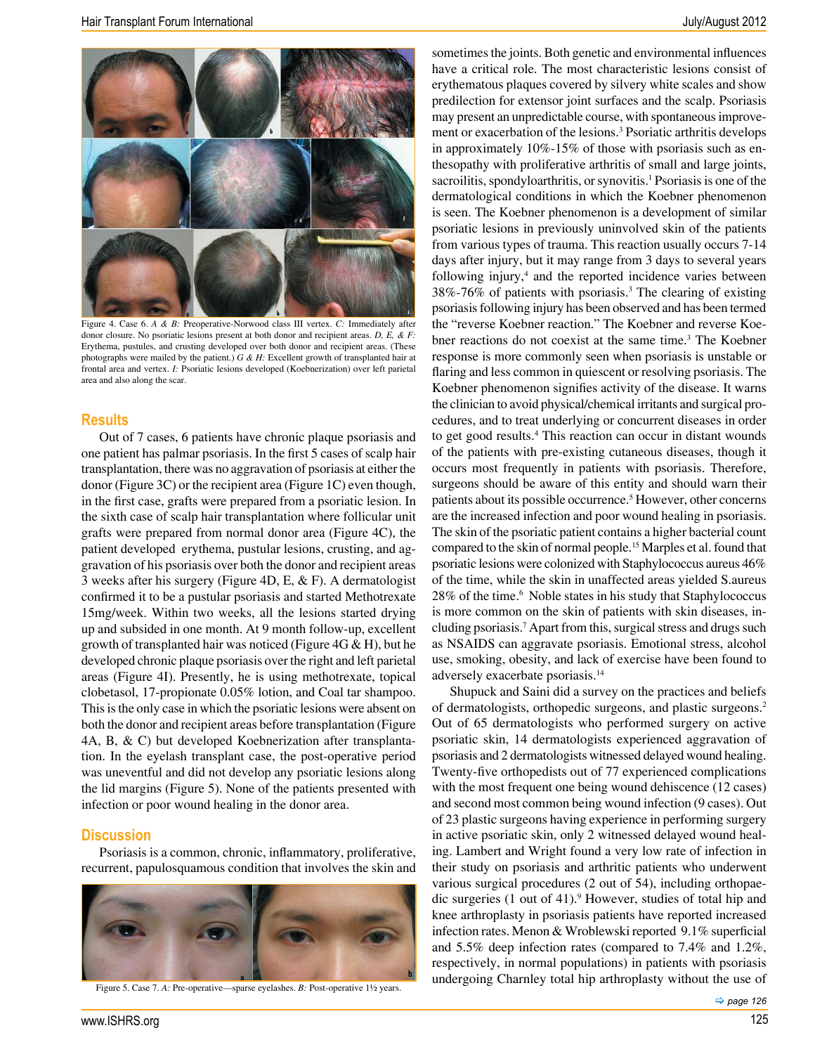Figure 4. Case 6. *A & B:* Preoperative-Norwood class III vertex. *C:* Immediately after donor closure. No psoriatic lesions present at both donor and recipient areas. *D, E, & F:* Erythema, pustules, and crusting developed over both donor and recipient areas. (These photographs were mailed by the patient.) *G & H:* Excellent growth of transplanted hair at frontal area and vertex. *I:* Psoriatic lesions developed (Koebnerization) over left parietal area and also along the scar.

## Results

Out of 7 cases, 6 patients have chronic plaque psoriasis and one patient has palmar psoriasis. In the first 5 cases of scalp hair transplantation, there was no aggravation of psoriasis at either the donor (Figure 3C) or the recipient area (Figure 1C) even though, in the first case, grafts were prepared from a psoriatic lesion. In the sixth case of scalp hair transplantation where follicular unit grafts were prepared from normal donor area (Figure 4C), the patient developed erythema, pustular lesions, crusting, and aggravation of his psoriasis over both the donor and recipient areas 3 weeks after his surgery (Figure 4D, E, & F). A dermatologist confirmed it to be a pustular psoriasis and started Methotrexate 15mg/week. Within two weeks, all the lesions started drying up and subsided in one month. At 9 month follow-up, excellent growth of transplanted hair was noticed (Figure 4G & H), but he developed chronic plaque psoriasis over the right and left parietal areas (Figure 4I). Presently, he is using methotrexate, topical clobetasol, 17-propionate 0.05% lotion, and Coal tar shampoo. This is the only case in which the psoriatic lesions were absent on both the donor and recipient areas before transplantation (Figure 4A, B, & C) but developed Koebnerization after transplantation. In the eyelash transplant case, the post-operative period was uneventful and did not develop any psoriatic lesions along the lid margins (Figure 5). None of the patients presented with infection or poor wound healing in the donor area.

## Discussion

Psoriasis is a common, chronic, inflammatory, proliferative, recurrent, papulosquamous condition that involves the skin and sometimes the joints. Both genetic and environmental influences have a critical role. The most characteristic lesions consist of erythematous plaques covered by silvery white scales and show predilection for extensor joint surfaces and the scalp. Psoriasis may present an unpredictable course, with spontaneous improvement or exacerbation of the lesions.[3] Psoriatic arthritis develops in approximately 10%-15% of those with psoriasis such as enthesopathy with proliferative arthritis of small and large joints, sacroilitis, spondyloarthritis, or synovitis.[1] Psoriasis is one of the dermatological conditions in which the Koebner phenomenon is seen. The Koebner phenomenon is a development of similar psoriatic lesions in previously uninvolved skin of the patients from various types of trauma. This reaction usually occurs 7-14 days after injury, but it may range from 3 days to several years following injury,[4] and the reported incidence varies between 38%-76% of patients with psoriasis.[3] The clearing of existing psoriasis following injury has been observed and has been termed the "reverse Koebner reaction." The Koebner and reverse Koebner reactions do not coexist at the same time.[3] The Koebner response is more commonly seen when psoriasis is unstable or flaring and less common in quiescent or resolving psoriasis. The Koebner phenomenon signifies activity of the disease. It warns the clinician to avoid physical/chemical irritants and surgical procedures, and to treat underlying or concurrent diseases in order to get good results.[4] This reaction can occur in distant wounds of the patients with pre-existing cutaneous diseases, though it occurs most frequently in patients with psoriasis. Therefore, surgeons should be aware of this entity and should warn their patients about its possible occurrence.[5] However, other concerns are the increased infection and poor wound healing in psoriasis. The skin of the psoriatic patient contains a higher bacterial count compared to the skin of normal people.[15] Marples et al. found that psoriatic lesions were colonized with Staphylococcus aureus 46% of the time, while the skin in unaffected areas yielded S.aureus 28% of the time.[6] Noble states in his study that Staphylococcus is more common on the skin of patients with skin diseases, including psoriasis.[7] Apart from this, surgical stress and drugs such as NSAIDS can aggravate psoriasis. Emotional stress, alcohol use, smoking, obesity, and lack of exercise have been found to adversely exacerbate psoriasis.[14]

Shupuck and Saini did a survey on the practices and beliefs of dermatologists, orthopedic surgeons, and plastic surgeons.[2] Out of 65 dermatologists who performed surgery on active psoriatic skin, 14 dermatologists experienced aggravation of psoriasis and 2 dermatologists witnessed delayed wound healing. Twenty-five orthopedists out of 77 experienced complications with the most frequent one being wound dehiscence (12 cases) and second most common being wound infection (9 cases). Out of 23 plastic surgeons having experience in performing surgery in active psoriatic skin, only 2 witnessed delayed wound healing. Lambert and Wright found a very low rate of infection in their study on psoriasis and arthritic patients who underwent various surgical procedures (2 out of 54), including orthopaedic surgeries (1 out of 41).[9] However, studies of total hip and knee arthroplasty in psoriasis patients have reported increased infection rates. Menon & Wroblewski reported 9.1% superficial and 5.5% deep infection rates (compared to 7.4% and 1.2%, respectively, in normal populations) in patients with psoriasis undergoing Charnley total hip arthroplasty without the use of

Figure 5. Case 7. *A:* Pre-operative—sparse eyelashes. *B:* Post-operative 1½ years.

⇨ page 126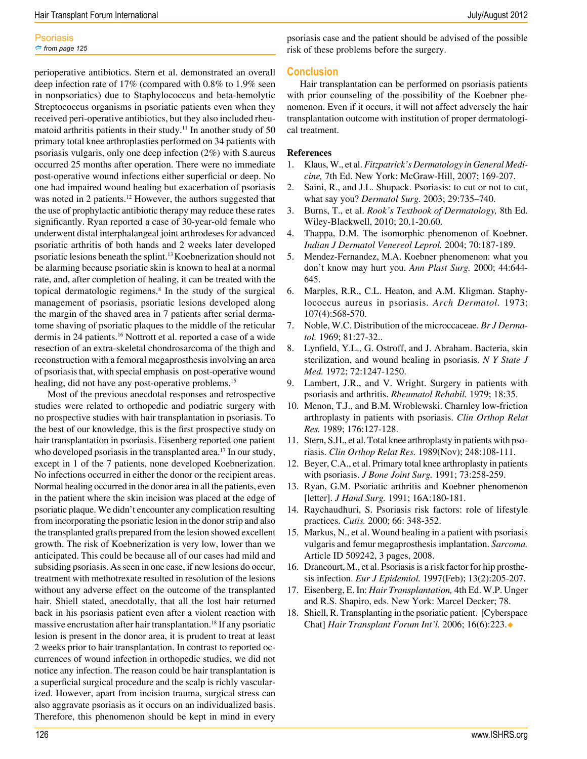Psoriasis

from page 125

perioperative antibiotics. Stern et al. demonstrated an overall deep infection rate of 17% (compared with 0.8% to 1.9% seen in nonpsoriatics) due to Staphylococcus and beta-hemolytic Streptococcus organisms in psoriatic patients even when they received peri-operative antibiotics, but they also included rheumatoid arthritis patients in their study.[11] In another study of 50 primary total knee arthroplasties performed on 34 patients with psoriasis vulgaris, only one deep infection (2%) with S.aureus occurred 25 months after operation. There were no immediate post-operative wound infections either superficial or deep. No one had impaired wound healing but exacerbation of psoriasis was noted in 2 patients.[12] However, the authors suggested that the use of prophylactic antibiotic therapy may reduce these rates significantly. Ryan reported a case of 30-year-old female who underwent distal interphalangeal joint arthrodeses for advanced psoriatic arthritis of both hands and 2 weeks later developed psoriatic lesions beneath the splint.[13] Koebnerization should not be alarming because psoriatic skin is known to heal at a normal rate, and, after completion of healing, it can be treated with the topical dermatologic regimens.[8] In the study of the surgical management of psoriasis, psoriatic lesions developed along the margin of the shaved area in 7 patients after serial dermatome shaving of psoriatic plaques to the middle of the reticular dermis in 24 patients.[16] Nottrott et al. reported a case of a wide resection of an extra-skeletal chondrosarcoma of the thigh and reconstruction with a femoral megaprosthesis involving an area of psoriasis that, with special emphasis on post-operative wound healing, did not have any post-operative problems.[15]

Most of the previous anecdotal responses and retrospective studies were related to orthopedic and podiatric surgery with no prospective studies with hair transplantation in psoriasis. To the best of our knowledge, this is the first prospective study on hair transplantation in psoriasis. Eisenberg reported one patient who developed psoriasis in the transplanted area.[17] In our study, except in 1 of the 7 patients, none developed Koebnerization. No infections occurred in either the donor or the recipient areas. Normal healing occurred in the donor area in all the patients, even in the patient where the skin incision was placed at the edge of psoriatic plaque. We didn't encounter any complication resulting from incorporating the psoriatic lesion in the donor strip and also the transplanted grafts prepared from the lesion showed excellent growth. The risk of Koebnerization is very low, lower than we anticipated. This could be because all of our cases had mild and subsiding psoriasis. As seen in one case, if new lesions do occur, treatment with methotrexate resulted in resolution of the lesions without any adverse effect on the outcome of the transplanted hair. Shiell stated, anecdotally, that all the lost hair returned back in his psoriasis patient even after a violent reaction with massive encrustation after hair transplantation.[18] If any psoriatic lesion is present in the donor area, it is prudent to treat at least 2 weeks prior to hair transplantation. In contrast to reported occurrences of wound infection in orthopedic studies, we did not notice any infection. The reason could be hair transplantation is a superficial surgical procedure and the scalp is richly vascularized. However, apart from incision trauma, surgical stress can also aggravate psoriasis as it occurs on an individualized basis. Therefore, this phenomenon should be kept in mind in every psoriasis case and the patient should be advised of the possible risk of these problems before the surgery.

## Conclusion

Hair transplantation can be performed on psoriasis patients with prior counseling of the possibility of the Koebner phenomenon. Even if it occurs, it will not affect adversely the hair transplantation outcome with institution of proper dermatological treatment.

### References

1. Klaus, W., et al. *Fitzpatrick's Dermatology in General Medicine,* 7th Ed. New York: McGraw-Hill, 2007; 169-207.
2. Saini, R., and J.L. Shupack. Psoriasis: to cut or not to cut, what say you? *Dermatol Surg.* 2003; 29:735–740.
3. Burns, T., et al. *Rook's Textbook of Dermatology,* 8th Ed. Wiley-Blackwell, 2010; 20.1-20.60.
4. Thappa, D.M. The isomorphic phenomenon of Koebner. *Indian J Dermatol Venereol Leprol.* 2004; 70:187-189.
5. Mendez-Fernandez, M.A. Koebner phenomenon: what you don't know may hurt you. *Ann Plast Surg.* 2000; 44:644-645.
6. Marples, R.R., C.L. Heaton, and A.M. Kligman. Staphylococcus aureus in psoriasis. *Arch Dermatol.* 1973; 107(4):568-570.
7. Noble, W.C. Distribution of the micrococcaceae. *Br J Dermatol.* 1969; 81:27-32..
8. Lynfield, Y.L., G. Ostroff, and J. Abraham. Bacteria, skin sterilization, and wound healing in psoriasis. *N Y State J Med.* 1972; 72:1247-1250.
9. Lambert, J.R., and V. Wright. Surgery in patients with psoriasis and arthritis. *Rheumatol Rehabil.* 1979; 18:35.
10. Menon, T.J., and B.M. Wroblewski. Charnley low-friction arthroplasty in patients with psoriasis. *Clin Orthop Relat Res.* 1989; 176:127-128.
11. Stern, S.H., et al. Total knee arthroplasty in patients with psoriasis. *Clin Orthop Relat Res.* 1989(Nov); 248:108-111.
12. Beyer, C.A., et al. Primary total knee arthroplasty in patients with psoriasis. *J Bone Joint Surg.* 1991; 73:258-259.
13. Ryan, G.M. Psoriatic arthritis and Koebner phenomenon [letter]. *J Hand Surg.* 1991; 16A:180-181.
14. Raychaudhuri, S. Psoriasis risk factors: role of lifestyle practices. *Cutis.* 2000; 66: 348-352.
15. Markus, N., et al. Wound healing in a patient with psoriasis vulgaris and femur megaprosthesis implantation. *Sarcoma.* Article ID 509242, 3 pages, 2008.
16. Drancourt, M., et al. Psoriasis is a risk factor for hip prosthesis infection. *Eur J Epidemiol.* 1997(Feb); 13(2):205-207.
17. Eisenberg, E. In: *Hair Transplantation,* 4th Ed. W.P. Unger and R.S. Shapiro, eds. New York: Marcel Decker; 78.
18. Shiell, R. Transplanting in the psoriatic patient. [Cyberspace Chat] *Hair Transplant Forum Int'l.* 2006; 16(6):223.